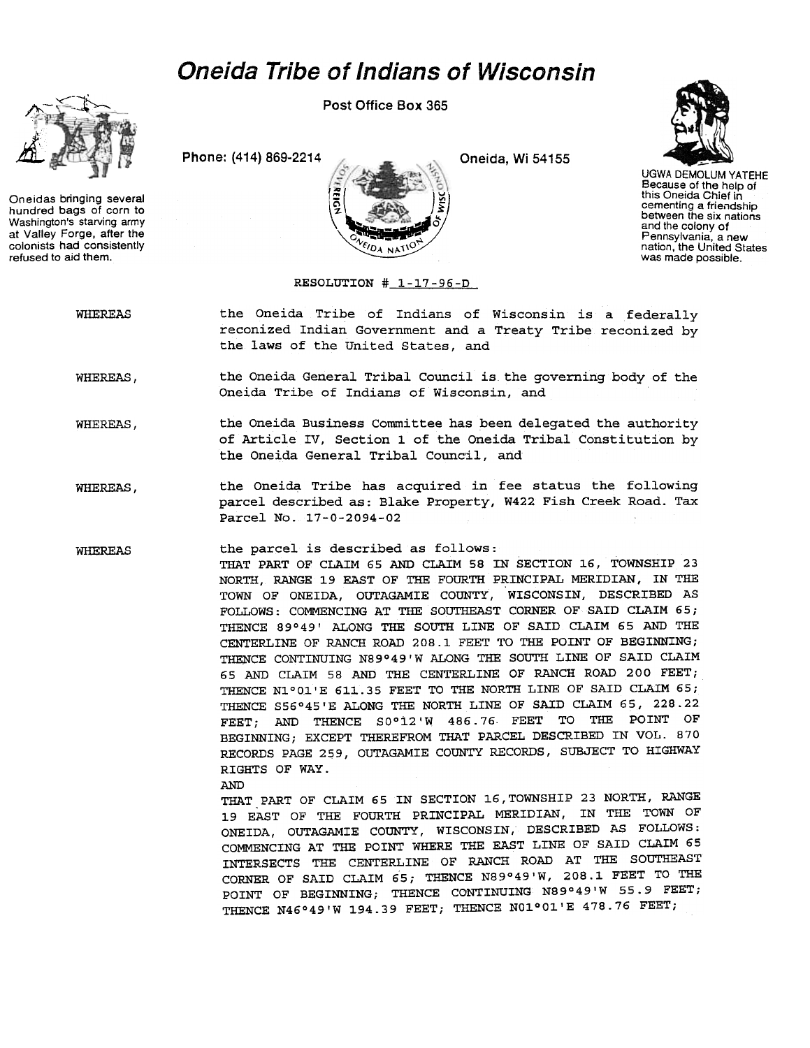# Oneida Tribe of Indians of Wisconsin

Post Office Box 365

Phone: (414) 869-2214 Oneida, Wi 54155

Oneidas bringing several hundred bags of corn to Washington's starving army at Valley Forge, after the colonists had consistently refused to aid them.

UGWA DEMOLUM YATEHE
Because of the help of this Oneida Chief in cementing a friendship between the six nations and the colony of Pennsylvania, a new nation, the United States was made possible.

RESOLUTION # 1-17-96-D

WHEREAS the Oneida Tribe of Indians of Wisconsin is a federally reconized Indian Government and a Treaty Tribe reconized by the laws of the United States, and

WHEREAS, the Oneida General Tribal Council is the governing body of the Oneida Tribe of Indians of Wisconsin, and

WHEREAS, the Oneida Business Committee has been delegated the authority of Article IV, Section 1 of the Oneida Tribal Constitution by the Oneida General Tribal Council, and

WHEREAS, the Oneida Tribe has acquired in fee status the following parcel described as: Blake Property, W422 Fish Creek Road. Tax Parcel No. 17-0-2094-02

WHEREAS the parcel is described as follows:
THAT PART OF CLAIM 65 AND CLAIM 58 IN SECTION 16, TOWNSHIP 23 NORTH, RANGE 19 EAST OF THE FOURTH PRINCIPAL MERIDIAN, IN THE TOWN OF ONEIDA, OUTAGAMIE COUNTY, WISCONSIN, DESCRIBED AS FOLLOWS: COMMENCING AT THE SOUTHEAST CORNER OF SAID CLAIM 65; THENCE 89°49' ALONG THE SOUTH LINE OF SAID CLAIM 65 AND THE CENTERLINE OF RANCH ROAD 208.1 FEET TO THE POINT OF BEGINNING; THENCE CONTINUING N89°49'W ALONG THE SOUTH LINE OF SAID CLAIM 65 AND CLAIM 58 AND THE CENTERLINE OF RANCH ROAD 200 FEET; THENCE N1°01'E 611.35 FEET TO THE NORTH LINE OF SAID CLAIM 65; THENCE S56°45'E ALONG THE NORTH LINE OF SAID CLAIM 65, 228.22 FEET; AND THENCE S0°12'W 486.76 FEET TO THE POINT OF BEGINNING; EXCEPT THEREFROM THAT PARCEL DESCRIBED IN VOL. 870 RECORDS PAGE 259, OUTAGAMIE COUNTY RECORDS, SUBJECT TO HIGHWAY RIGHTS OF WAY.
AND
THAT PART OF CLAIM 65 IN SECTION 16, TOWNSHIP 23 NORTH, RANGE 19 EAST OF THE FOURTH PRINCIPAL MERIDIAN, IN THE TOWN OF ONEIDA, OUTAGAMIE COUNTY, WISCONSIN, DESCRIBED AS FOLLOWS: COMMENCING AT THE POINT WHERE THE EAST LINE OF SAID CLAIM 65 INTERSECTS THE CENTERLINE OF RANCH ROAD AT THE SOUTHEAST CORNER OF SAID CLAIM 65; THENCE N89°49'W, 208.1 FEET TO THE POINT OF BEGINNING; THENCE CONTINUING N89°49'W 55.9 FEET; THENCE N46°49'W 194.39 FEET; THENCE N01°01'E 478.76 FEET;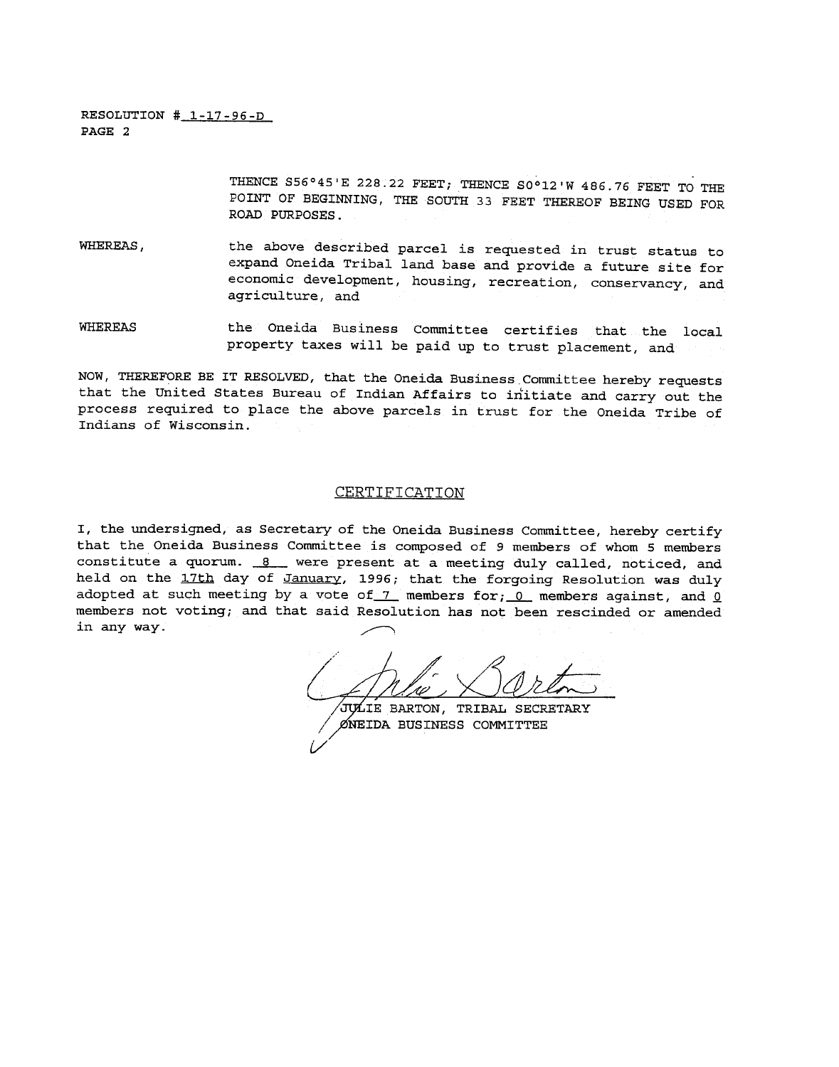RESOLUTION # 1-17-96-D
PAGE 2

THENCE S56°45'E 228.22 FEET; THENCE S0°12'W 486.76 FEET TO THE POINT OF BEGINNING, THE SOUTH 33 FEET THEREOF BEING USED FOR ROAD PURPOSES.

WHEREAS, the above described parcel is requested in trust status to expand Oneida Tribal land base and provide a future site for economic development, housing, recreation, conservancy, and agriculture, and

WHEREAS the Oneida Business Committee certifies that the local property taxes will be paid up to trust placement, and

NOW, THEREFORE BE IT RESOLVED, that the Oneida Business Committee hereby requests that the United States Bureau of Indian Affairs to initiate and carry out the process required to place the above parcels in trust for the Oneida Tribe of Indians of Wisconsin.

## CERTIFICATION

I, the undersigned, as Secretary of the Oneida Business Committee, hereby certify that the Oneida Business Committee is composed of 9 members of whom 5 members constitute a quorum. 8 were present at a meeting duly called, noticed, and held on the 17th day of January, 1996; that the forgoing Resolution was duly adopted at such meeting by a vote of 7 members for; 0 members against, and 0 members not voting; and that said Resolution has not been rescinded or amended in any way.

JULIE BARTON, TRIBAL SECRETARY
ONEIDA BUSINESS COMMITTEE